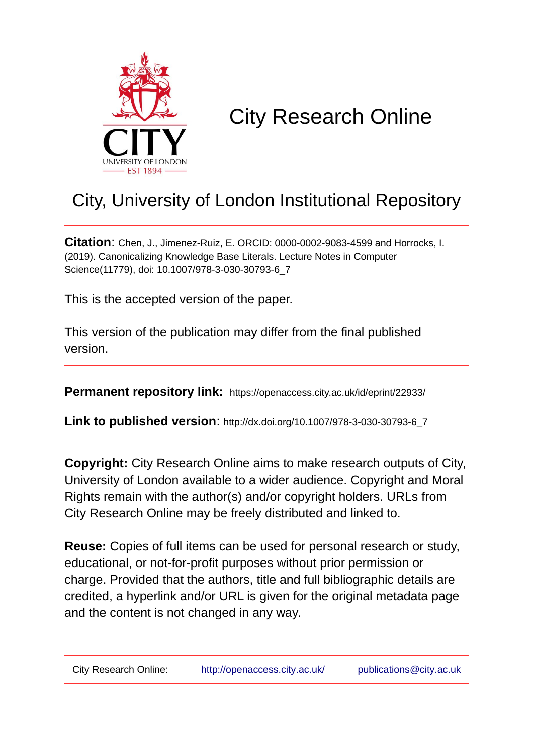# City Research Online

## City, University of London Institutional Repository

**Citation**: Chen, J., Jimenez-Ruiz, E. ORCID: 0000-0002-9083-4599 and Horrocks, I. (2019). Canonicalizing Knowledge Base Literals. Lecture Notes in Computer Science(11779), doi: 10.1007/978-3-030-30793-6_7

This is the accepted version of the paper.

This version of the publication may differ from the final published version.

**Permanent repository link:** https://openaccess.city.ac.uk/id/eprint/22933/

**Link to published version**: http://dx.doi.org/10.1007/978-3-030-30793-6_7

**Copyright:** City Research Online aims to make research outputs of City, University of London available to a wider audience. Copyright and Moral Rights remain with the author(s) and/or copyright holders. URLs from City Research Online may be freely distributed and linked to.

**Reuse:** Copies of full items can be used for personal research or study, educational, or not-for-profit purposes without prior permission or charge. Provided that the authors, title and full bibliographic details are credited, a hyperlink and/or URL is given for the original metadata page and the content is not changed in any way.

City Research Online: http://openaccess.city.ac.uk/ publications@city.ac.uk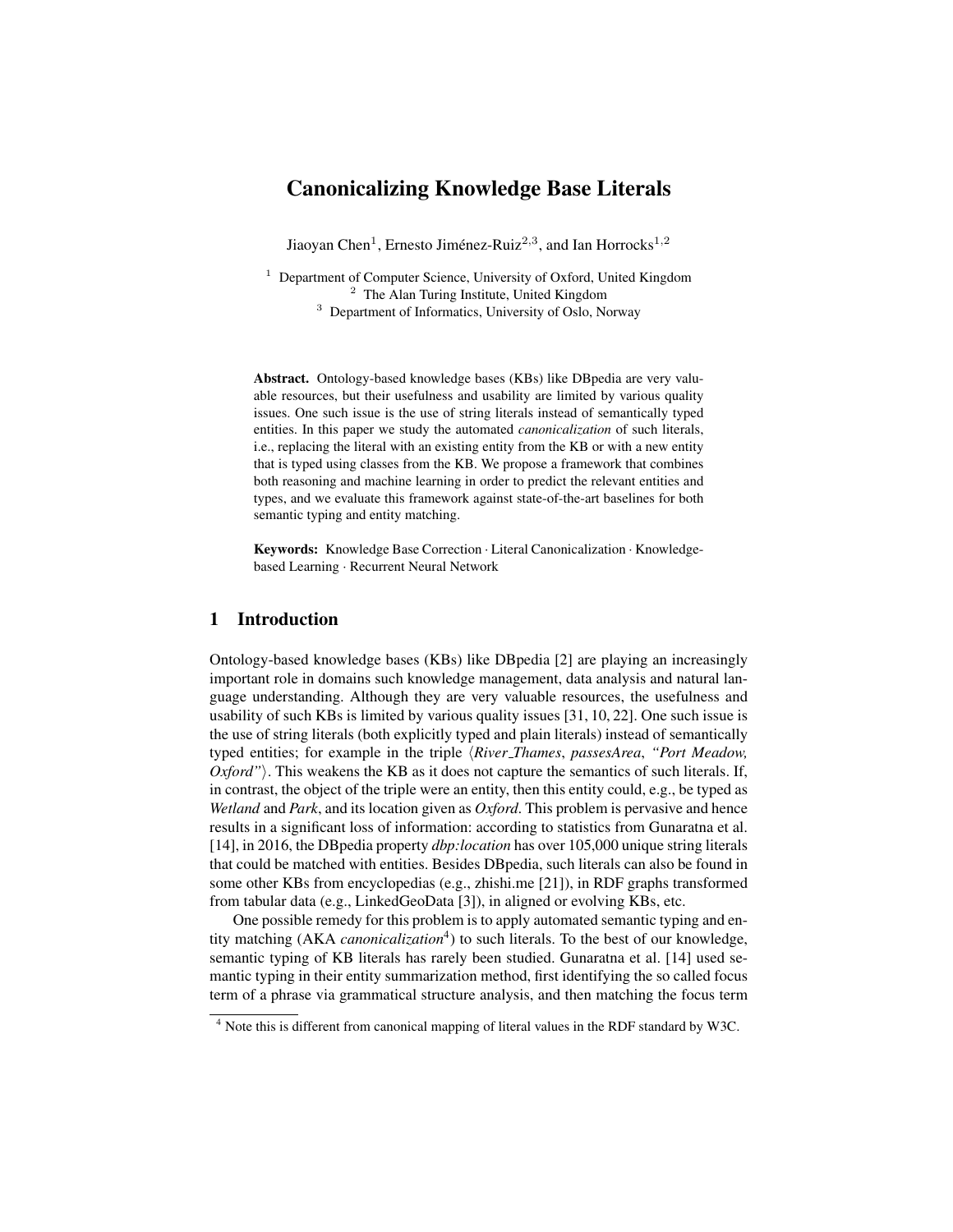# Canonicalizing Knowledge Base Literals

Jiaoyan Chen[1], Ernesto Jiménez-Ruiz[2,3], and Ian Horrocks[1,2]

[1] Department of Computer Science, University of Oxford, United Kingdom
[2] The Alan Turing Institute, United Kingdom
[3] Department of Informatics, University of Oslo, Norway

**Abstract.** Ontology-based knowledge bases (KBs) like DBpedia are very valuable resources, but their usefulness and usability are limited by various quality issues. One such issue is the use of string literals instead of semantically typed entities. In this paper we study the automated *canonicalization* of such literals, i.e., replacing the literal with an existing entity from the KB or with a new entity that is typed using classes from the KB. We propose a framework that combines both reasoning and machine learning in order to predict the relevant entities and types, and we evaluate this framework against state-of-the-art baselines for both semantic typing and entity matching.

**Keywords:** Knowledge Base Correction · Literal Canonicalization · Knowledge-based Learning · Recurrent Neural Network

## 1 Introduction

Ontology-based knowledge bases (KBs) like DBpedia [2] are playing an increasingly important role in domains such knowledge management, data analysis and natural language understanding. Although they are very valuable resources, the usefulness and usability of such KBs is limited by various quality issues [31, 10, 22]. One such issue is the use of string literals (both explicitly typed and plain literals) instead of semantically typed entities; for example in the triple ⟨*River_Thames*, *passesArea*, *"Port Meadow, Oxford"*⟩. This weakens the KB as it does not capture the semantics of such literals. If, in contrast, the object of the triple were an entity, then this entity could, e.g., be typed as *Wetland* and *Park*, and its location given as *Oxford*. This problem is pervasive and hence results in a significant loss of information: according to statistics from Gunaratna et al. [14], in 2016, the DBpedia property *dbp:location* has over 105,000 unique string literals that could be matched with entities. Besides DBpedia, such literals can also be found in some other KBs from encyclopedias (e.g., zhishi.me [21]), in RDF graphs transformed from tabular data (e.g., LinkedGeoData [3]), in aligned or evolving KBs, etc.

One possible remedy for this problem is to apply automated semantic typing and entity matching (AKA *canonicalization*[4]) to such literals. To the best of our knowledge, semantic typing of KB literals has rarely been studied. Gunaratna et al. [14] used semantic typing in their entity summarization method, first identifying the so called focus term of a phrase via grammatical structure analysis, and then matching the focus term

[4] Note this is different from canonical mapping of literal values in the RDF standard by W3C.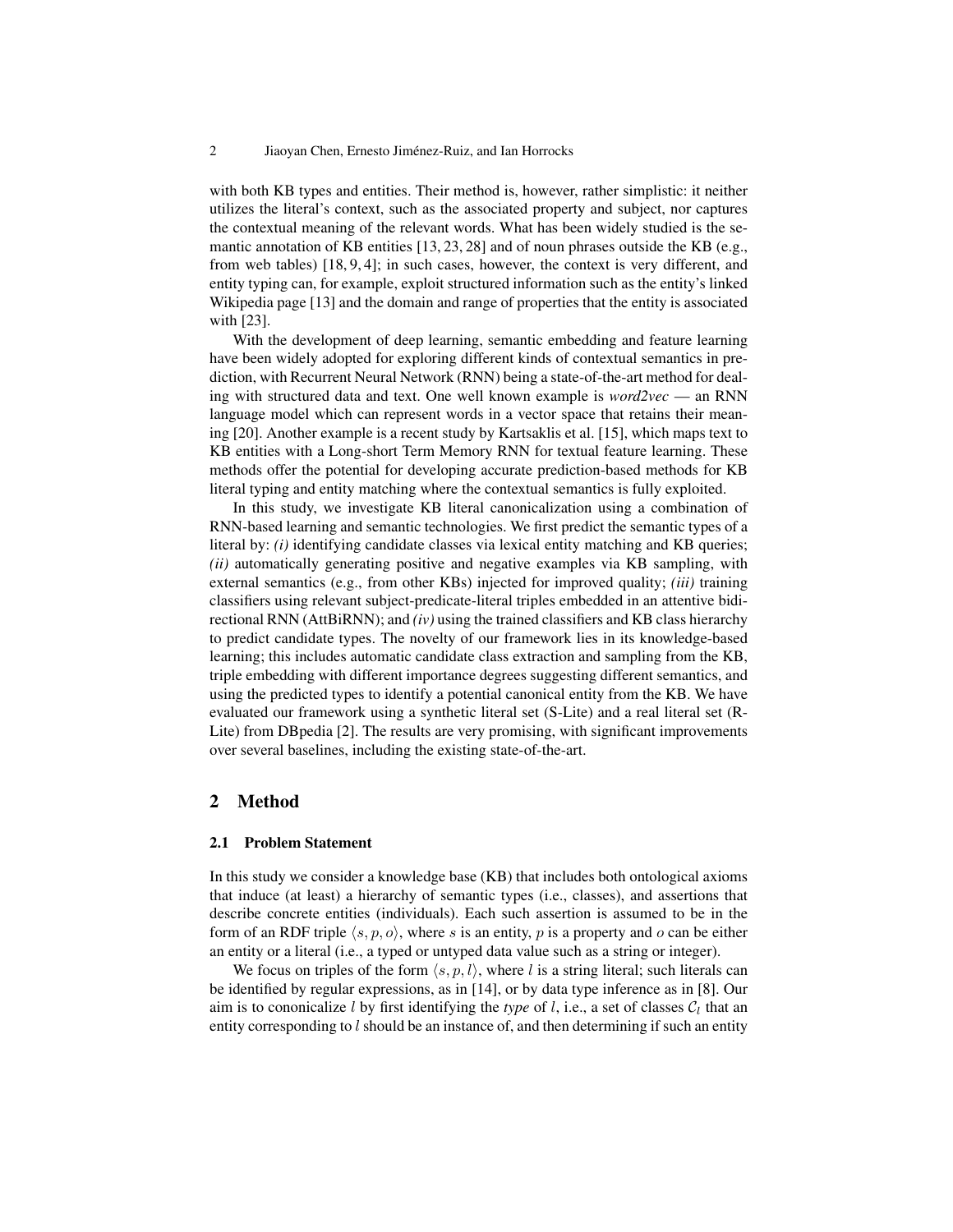with both KB types and entities. Their method is, however, rather simplistic: it neither utilizes the literal's context, such as the associated property and subject, nor captures the contextual meaning of the relevant words. What has been widely studied is the semantic annotation of KB entities [13, 23, 28] and of noun phrases outside the KB (e.g., from web tables) [18, 9, 4]; in such cases, however, the context is very different, and entity typing can, for example, exploit structured information such as the entity's linked Wikipedia page [13] and the domain and range of properties that the entity is associated with [23].

With the development of deep learning, semantic embedding and feature learning have been widely adopted for exploring different kinds of contextual semantics in prediction, with Recurrent Neural Network (RNN) being a state-of-the-art method for dealing with structured data and text. One well known example is *word2vec* — an RNN language model which can represent words in a vector space that retains their meaning [20]. Another example is a recent study by Kartsaklis et al. [15], which maps text to KB entities with a Long-short Term Memory RNN for textual feature learning. These methods offer the potential for developing accurate prediction-based methods for KB literal typing and entity matching where the contextual semantics is fully exploited.

In this study, we investigate KB literal canonicalization using a combination of RNN-based learning and semantic technologies. We first predict the semantic types of a literal by: *(i)* identifying candidate classes via lexical entity matching and KB queries; *(ii)* automatically generating positive and negative examples via KB sampling, with external semantics (e.g., from other KBs) injected for improved quality; *(iii)* training classifiers using relevant subject-predicate-literal triples embedded in an attentive bidirectional RNN (AttBiRNN); and *(iv)* using the trained classifiers and KB class hierarchy to predict candidate types. The novelty of our framework lies in its knowledge-based learning; this includes automatic candidate class extraction and sampling from the KB, triple embedding with different importance degrees suggesting different semantics, and using the predicted types to identify a potential canonical entity from the KB. We have evaluated our framework using a synthetic literal set (S-Lite) and a real literal set (R-Lite) from DBpedia [2]. The results are very promising, with significant improvements over several baselines, including the existing state-of-the-art.

## 2 Method

### 2.1 Problem Statement

In this study we consider a knowledge base (KB) that includes both ontological axioms that induce (at least) a hierarchy of semantic types (i.e., classes), and assertions that describe concrete entities (individuals). Each such assertion is assumed to be in the form of an RDF triple $\langle s, p, o \rangle$, where $s$ is an entity, $p$ is a property and $o$ can be either an entity or a literal (i.e., a typed or untyped data value such as a string or integer).

We focus on triples of the form $\langle s, p, l \rangle$, where $l$ is a string literal; such literals can be identified by regular expressions, as in [14], or by data type inference as in [8]. Our aim is to cononicalize $l$ by first identifying the *type* of $l$, i.e., a set of classes $\mathcal{C}_l$ that an entity corresponding to $l$ should be an instance of, and then determining if such an entity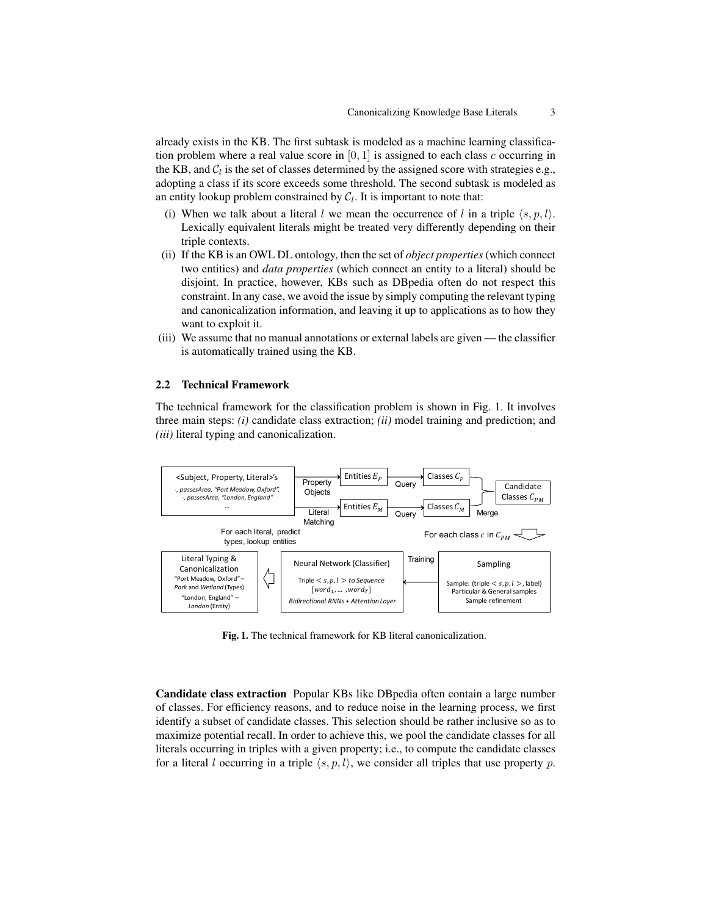already exists in the KB. The first subtask is modeled as a machine learning classification problem where a real value score in $[0,1]$ is assigned to each class $c$ occurring in the KB, and $\mathcal{C}_l$ is the set of classes determined by the assigned score with strategies e.g., adopting a class if its score exceeds some threshold. The second subtask is modeled as an entity lookup problem constrained by $\mathcal{C}_l$. It is important to note that:

(i) When we talk about a literal $l$ we mean the occurrence of $l$ in a triple $\langle s, p, l\rangle$. Lexically equivalent literals might be treated very differently depending on their triple contexts.

(ii) If the KB is an OWL DL ontology, then the set of *object properties* (which connect two entities) and *data properties* (which connect an entity to a literal) should be disjoint. In practice, however, KBs such as DBpedia often do not respect this constraint. In any case, we avoid the issue by simply computing the relevant typing and canonicalization information, and leaving it up to applications as to how they want to exploit it.

(iii) We assume that no manual annotations or external labels are given — the classifier is automatically trained using the KB.

## 2.2 Technical Framework

The technical framework for the classification problem is shown in Fig. 1. It involves three main steps: *(i)* candidate class extraction; *(ii)* model training and prediction; and *(iii)* literal typing and canonicalization.

**Fig. 1.** The technical framework for KB literal canonicalization.

**Candidate class extraction** Popular KBs like DBpedia often contain a large number of classes. For efficiency reasons, and to reduce noise in the learning process, we first identify a subset of candidate classes. This selection should be rather inclusive so as to maximize potential recall. In order to achieve this, we pool the candidate classes for all literals occurring in triples with a given property; i.e., to compute the candidate classes for a literal $l$ occurring in a triple $\langle s, p, l\rangle$, we consider all triples that use property $p$.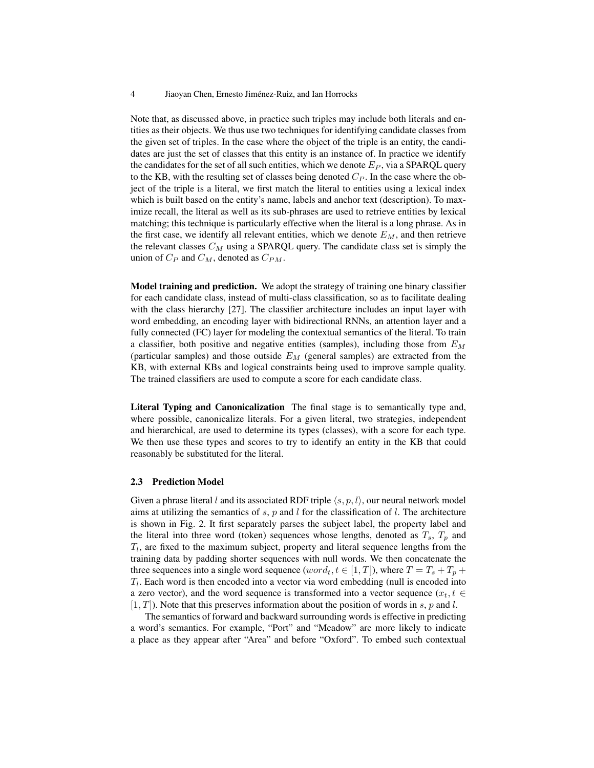Note that, as discussed above, in practice such triples may include both literals and entities as their objects. We thus use two techniques for identifying candidate classes from the given set of triples. In the case where the object of the triple is an entity, the candidates are just the set of classes that this entity is an instance of. In practice we identify the candidates for the set of all such entities, which we denote $E_P$, via a SPARQL query to the KB, with the resulting set of classes being denoted $C_P$. In the case where the object of the triple is a literal, we first match the literal to entities using a lexical index which is built based on the entity's name, labels and anchor text (description). To maximize recall, the literal as well as its sub-phrases are used to retrieve entities by lexical matching; this technique is particularly effective when the literal is a long phrase. As in the first case, we identify all relevant entities, which we denote $E_M$, and then retrieve the relevant classes $C_M$ using a SPARQL query. The candidate class set is simply the union of $C_P$ and $C_M$, denoted as $C_{PM}$.

**Model training and prediction.** We adopt the strategy of training one binary classifier for each candidate class, instead of multi-class classification, so as to facilitate dealing with the class hierarchy [27]. The classifier architecture includes an input layer with word embedding, an encoding layer with bidirectional RNNs, an attention layer and a fully connected (FC) layer for modeling the contextual semantics of the literal. To train a classifier, both positive and negative entities (samples), including those from $E_M$ (particular samples) and those outside $E_M$ (general samples) are extracted from the KB, with external KBs and logical constraints being used to improve sample quality. The trained classifiers are used to compute a score for each candidate class.

**Literal Typing and Canonicalization** The final stage is to semantically type and, where possible, canonicalize literals. For a given literal, two strategies, independent and hierarchical, are used to determine its types (classes), with a score for each type. We then use these types and scores to try to identify an entity in the KB that could reasonably be substituted for the literal.

### 2.3 Prediction Model

Given a phrase literal $l$ and its associated RDF triple $\langle s, p, l \rangle$, our neural network model aims at utilizing the semantics of $s$, $p$ and $l$ for the classification of $l$. The architecture is shown in Fig. 2. It first separately parses the subject label, the property label and the literal into three word (token) sequences whose lengths, denoted as $T_s$, $T_p$ and $T_l$, are fixed to the maximum subject, property and literal sequence lengths from the training data by padding shorter sequences with null words. We then concatenate the three sequences into a single word sequence ($word_t, t \in [1, T]$), where $T = T_s + T_p + T_l$. Each word is then encoded into a vector via word embedding (null is encoded into a zero vector), and the word sequence is transformed into a vector sequence ($x_t, t \in [1, T]$). Note that this preserves information about the position of words in $s$, $p$ and $l$.

The semantics of forward and backward surrounding words is effective in predicting a word's semantics. For example, "Port" and "Meadow" are more likely to indicate a place as they appear after "Area" and before "Oxford". To embed such contextual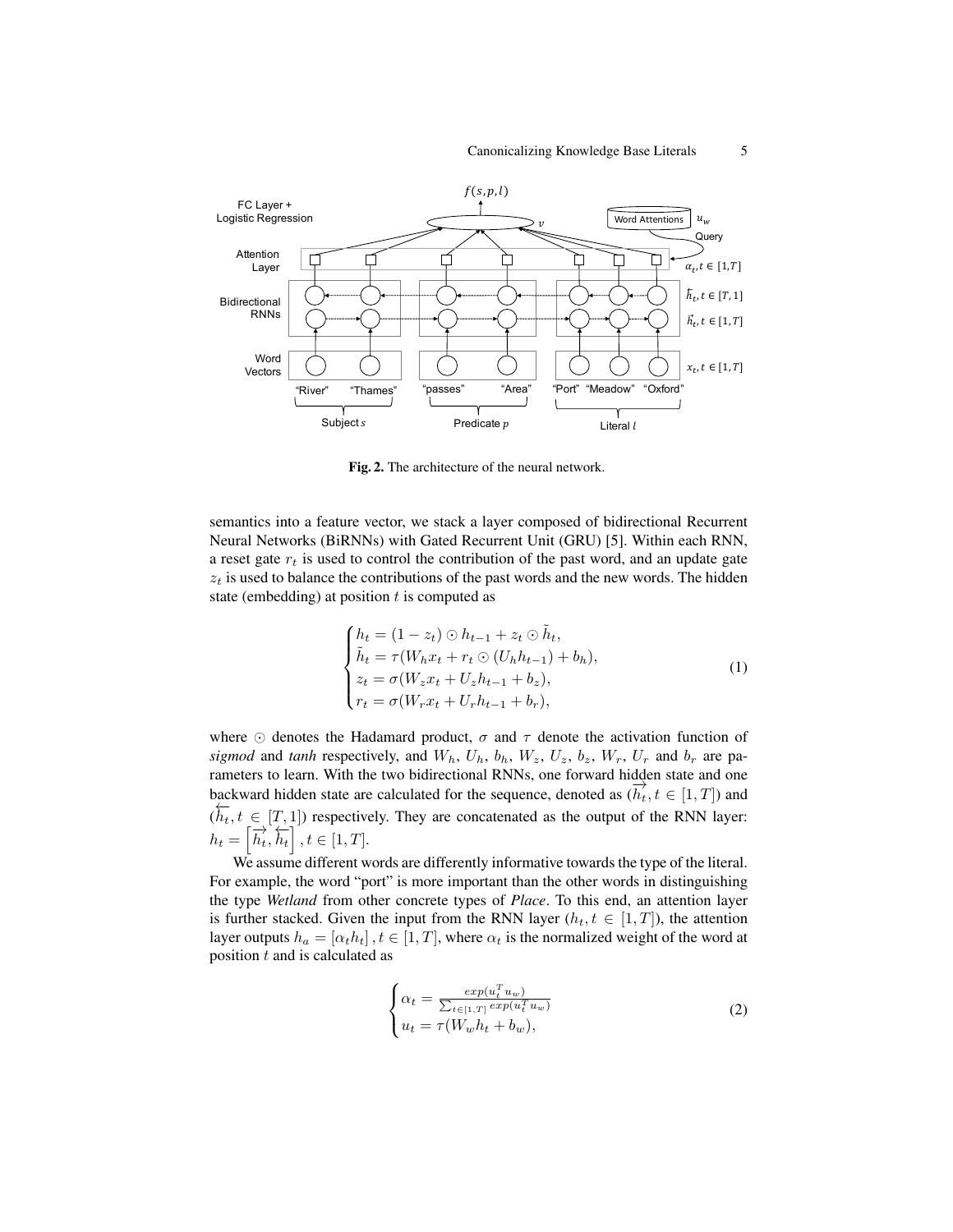Fig. 2. The architecture of the neural network.

semantics into a feature vector, we stack a layer composed of bidirectional Recurrent Neural Networks (BiRNNs) with Gated Recurrent Unit (GRU) [5]. Within each RNN, a reset gate $r_t$ is used to control the contribution of the past word, and an update gate $z_t$ is used to balance the contributions of the past words and the new words. The hidden state (embedding) at position $t$ is computed as

$$
\begin{cases}
h_t = (1 - z_t) \odot h_{t-1} + z_t \odot \tilde{h}_t, \\
\tilde{h}_t = \tau(W_h x_t + r_t \odot (U_h h_{t-1}) + b_h), \\
z_t = \sigma(W_z x_t + U_z h_{t-1} + b_z), \\
r_t = \sigma(W_r x_t + U_r h_{t-1} + b_r),
\end{cases}
\tag{1}
$$

where $\odot$ denotes the Hadamard product, $\sigma$ and $\tau$ denote the activation function of *sigmod* and *tanh* respectively, and $W_h$, $U_h$, $b_h$, $W_z$, $U_z$, $b_z$, $W_r$, $U_r$ and $b_r$ are parameters to learn. With the two bidirectional RNNs, one forward hidden state and one backward hidden state are calculated for the sequence, denoted as $(\overrightarrow{h_t}, t \in [1, T])$ and $(\overleftarrow{h_t}, t \in [T, 1])$ respectively. They are concatenated as the output of the RNN layer: $h_t = \left[\overrightarrow{h_t}, \overleftarrow{h_t}\right], t \in [1, T]$.

We assume different words are differently informative towards the type of the literal. For example, the word "port" is more important than the other words in distinguishing the type *Wetland* from other concrete types of *Place*. To this end, an attention layer is further stacked. Given the input from the RNN layer $(h_t, t \in [1, T])$, the attention layer outputs $h_a = [\alpha_t h_t], t \in [1, T]$, where $\alpha_t$ is the normalized weight of the word at position $t$ and is calculated as

$$
\begin{cases}
\alpha_t = \frac{exp(u_t^T u_w)}{\sum_{t \in [1,T]} exp(u_t^T u_w)} \\
u_t = \tau(W_w h_t + b_w),
\end{cases}
\tag{2}
$$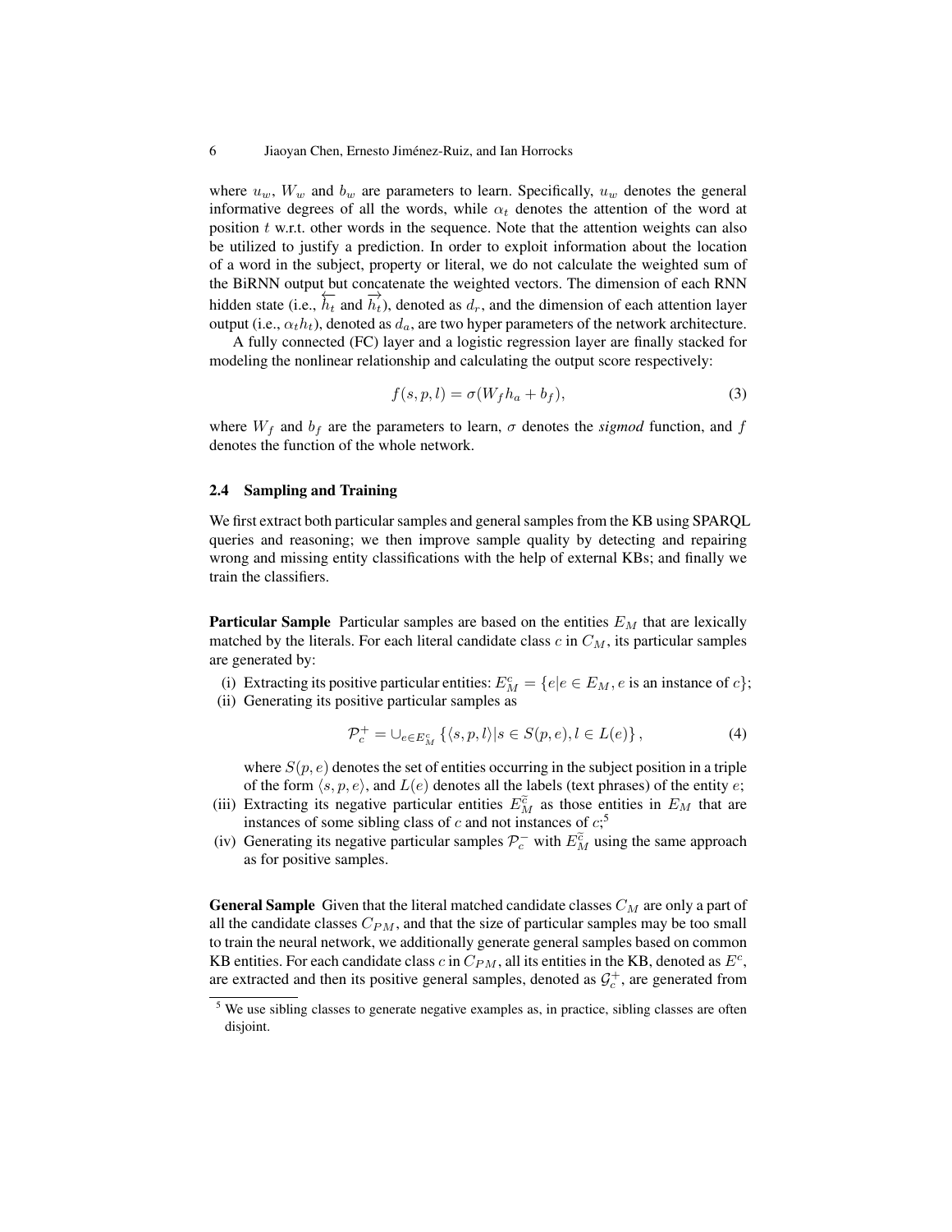where $u_w$, $W_w$ and $b_w$ are parameters to learn. Specifically, $u_w$ denotes the general informative degrees of all the words, while $\alpha_t$ denotes the attention of the word at position $t$ w.r.t. other words in the sequence. Note that the attention weights can also be utilized to justify a prediction. In order to exploit information about the location of a word in the subject, property or literal, we do not calculate the weighted sum of the BiRNN output but concatenate the weighted vectors. The dimension of each RNN hidden state (i.e., $\overleftarrow{h_t}$ and $\overrightarrow{h_t}$), denoted as $d_r$, and the dimension of each attention layer output (i.e., $\alpha_t h_t$), denoted as $d_a$, are two hyper parameters of the network architecture.

A fully connected (FC) layer and a logistic regression layer are finally stacked for modeling the nonlinear relationship and calculating the output score respectively:

$$f(s, p, l) = \sigma(W_f h_a + b_f), \tag{3}$$

where $W_f$ and $b_f$ are the parameters to learn, $\sigma$ denotes the *sigmod* function, and $f$ denotes the function of the whole network.

### 2.4 Sampling and Training

We first extract both particular samples and general samples from the KB using SPARQL queries and reasoning; we then improve sample quality by detecting and repairing wrong and missing entity classifications with the help of external KBs; and finally we train the classifiers.

**Particular Sample** Particular samples are based on the entities $E_M$ that are lexically matched by the literals. For each literal candidate class $c$ in $C_M$, its particular samples are generated by:

(i) Extracting its positive particular entities: $E_M^c = \{e | e \in E_M, e \text{ is an instance of } c\}$;

(ii) Generating its positive particular samples as

$$\mathcal{P}_c^+ = \cup_{e \in E_M^c} \left\{ \langle s, p, l \rangle | s \in S(p, e), l \in L(e) \right\}, \tag{4}$$

where $S(p, e)$ denotes the set of entities occurring in the subject position in a triple of the form $\langle s, p, e \rangle$, and $L(e)$ denotes all the labels (text phrases) of the entity $e$;

(iii) Extracting its negative particular entities $E_M^{\widetilde{c}}$ as those entities in $E_M$ that are instances of some sibling class of $c$ and not instances of $c$;[5]

(iv) Generating its negative particular samples $\mathcal{P}_c^-$ with $E_M^{\widetilde{c}}$ using the same approach as for positive samples.

**General Sample** Given that the literal matched candidate classes $C_M$ are only a part of all the candidate classes $C_{PM}$, and that the size of particular samples may be too small to train the neural network, we additionally generate general samples based on common KB entities. For each candidate class $c$ in $C_{PM}$, all its entities in the KB, denoted as $E^c$, are extracted and then its positive general samples, denoted as $\mathcal{G}_c^+$, are generated from

[5] We use sibling classes to generate negative examples as, in practice, sibling classes are often disjoint.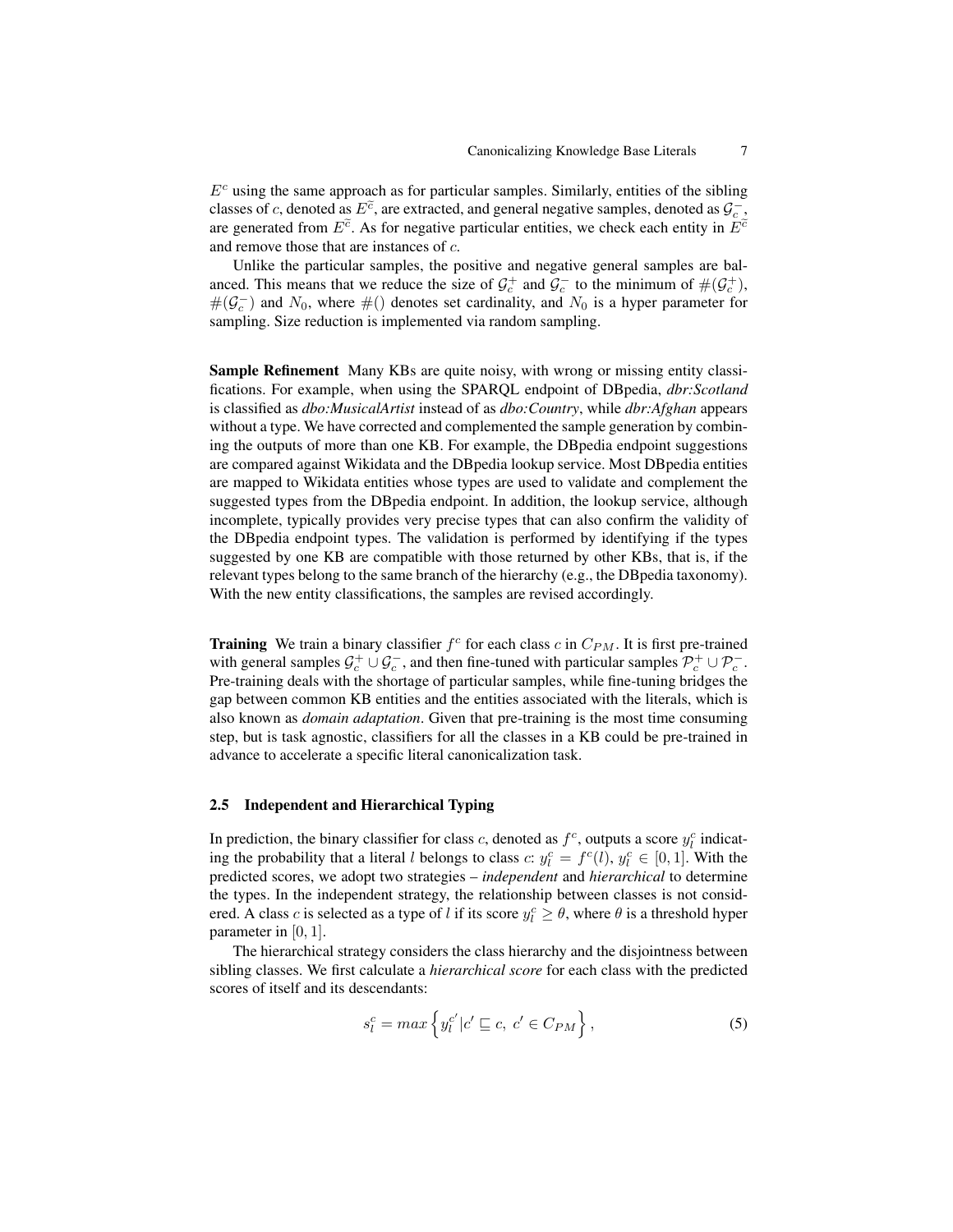$E^c$ using the same approach as for particular samples. Similarly, entities of the sibling classes of $c$, denoted as $E^{\tilde{c}}$, are extracted, and general negative samples, denoted as $\mathcal{G}_c^-$, are generated from $E^{\tilde{c}}$. As for negative particular entities, we check each entity in $E^{\tilde{c}}$ and remove those that are instances of $c$.

Unlike the particular samples, the positive and negative general samples are balanced. This means that we reduce the size of $\mathcal{G}_c^+$ and $\mathcal{G}_c^-$ to the minimum of $\#(\mathcal{G}_c^+)$, $\#(\mathcal{G}_c^-)$ and $N_0$, where $\#()$ denotes set cardinality, and $N_0$ is a hyper parameter for sampling. Size reduction is implemented via random sampling.

**Sample Refinement** Many KBs are quite noisy, with wrong or missing entity classifications. For example, when using the SPARQL endpoint of DBpedia, *dbr:Scotland* is classified as *dbo:MusicalArtist* instead of as *dbo:Country*, while *dbr:Afghan* appears without a type. We have corrected and complemented the sample generation by combining the outputs of more than one KB. For example, the DBpedia endpoint suggestions are compared against Wikidata and the DBpedia lookup service. Most DBpedia entities are mapped to Wikidata entities whose types are used to validate and complement the suggested types from the DBpedia endpoint. In addition, the lookup service, although incomplete, typically provides very precise types that can also confirm the validity of the DBpedia endpoint types. The validation is performed by identifying if the types suggested by one KB are compatible with those returned by other KBs, that is, if the relevant types belong to the same branch of the hierarchy (e.g., the DBpedia taxonomy). With the new entity classifications, the samples are revised accordingly.

**Training** We train a binary classifier $f^c$ for each class $c$ in $C_{PM}$. It is first pre-trained with general samples $\mathcal{G}_c^+ \cup \mathcal{G}_c^-$, and then fine-tuned with particular samples $\mathcal{P}_c^+ \cup \mathcal{P}_c^-$. Pre-training deals with the shortage of particular samples, while fine-tuning bridges the gap between common KB entities and the entities associated with the literals, which is also known as *domain adaptation*. Given that pre-training is the most time consuming step, but is task agnostic, classifiers for all the classes in a KB could be pre-trained in advance to accelerate a specific literal canonicalization task.

### 2.5 Independent and Hierarchical Typing

In prediction, the binary classifier for class $c$, denoted as $f^c$, outputs a score $y_l^c$ indicating the probability that a literal $l$ belongs to class $c$: $y_l^c = f^c(l)$, $y_l^c \in [0, 1]$. With the predicted scores, we adopt two strategies – *independent* and *hierarchical* to determine the types. In the independent strategy, the relationship between classes is not considered. A class $c$ is selected as a type of $l$ if its score $y_l^c \geq \theta$, where $\theta$ is a threshold hyper parameter in $[0, 1]$.

The hierarchical strategy considers the class hierarchy and the disjointness between sibling classes. We first calculate a *hierarchical score* for each class with the predicted scores of itself and its descendants:

$$s_l^c = max\left\{ y_l^{c'} | c' \sqsubseteq c,\ c' \in C_{PM} \right\}, \tag{5}$$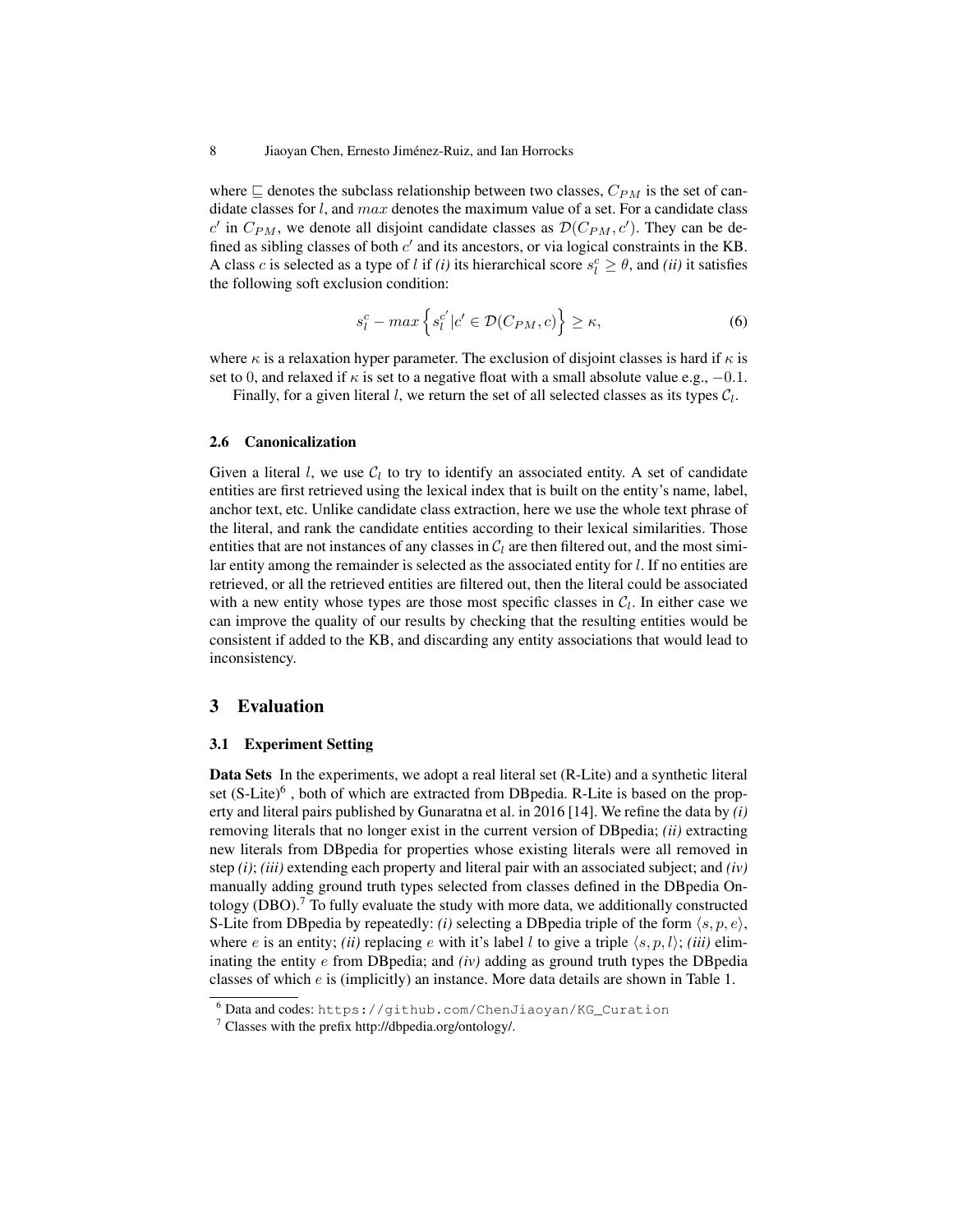where $\sqsubseteq$ denotes the subclass relationship between two classes, $C_{PM}$ is the set of candidate classes for $l$, and $max$ denotes the maximum value of a set. For a candidate class $c'$ in $C_{PM}$, we denote all disjoint candidate classes as $\mathcal{D}(C_{PM}, c')$. They can be defined as sibling classes of both $c'$ and its ancestors, or via logical constraints in the KB. A class $c$ is selected as a type of $l$ if *(i)* its hierarchical score $s_l^c \geq \theta$, and *(ii)* it satisfies the following soft exclusion condition:

$$s_l^c - max\left\{s_l^{c'} | c' \in \mathcal{D}(C_{PM}, c)\right\} \geq \kappa, \tag{6}$$

where $\kappa$ is a relaxation hyper parameter. The exclusion of disjoint classes is hard if $\kappa$ is set to 0, and relaxed if $\kappa$ is set to a negative float with a small absolute value e.g., $-0.1$.

Finally, for a given literal $l$, we return the set of all selected classes as its types $\mathcal{C}_l$.

### 2.6 Canonicalization

Given a literal $l$, we use $\mathcal{C}_l$ to try to identify an associated entity. A set of candidate entities are first retrieved using the lexical index that is built on the entity's name, label, anchor text, etc. Unlike candidate class extraction, here we use the whole text phrase of the literal, and rank the candidate entities according to their lexical similarities. Those entities that are not instances of any classes in $\mathcal{C}_l$ are then filtered out, and the most similar entity among the remainder is selected as the associated entity for $l$. If no entities are retrieved, or all the retrieved entities are filtered out, then the literal could be associated with a new entity whose types are those most specific classes in $\mathcal{C}_l$. In either case we can improve the quality of our results by checking that the resulting entities would be consistent if added to the KB, and discarding any entity associations that would lead to inconsistency.

## 3 Evaluation

### 3.1 Experiment Setting

**Data Sets** In the experiments, we adopt a real literal set (R-Lite) and a synthetic literal set (S-Lite)[6] , both of which are extracted from DBpedia. R-Lite is based on the property and literal pairs published by Gunaratna et al. in 2016 [14]. We refine the data by *(i)* removing literals that no longer exist in the current version of DBpedia; *(ii)* extracting new literals from DBpedia for properties whose existing literals were all removed in step *(i)*; *(iii)* extending each property and literal pair with an associated subject; and *(iv)* manually adding ground truth types selected from classes defined in the DBpedia Ontology (DBO).[7] To fully evaluate the study with more data, we additionally constructed S-Lite from DBpedia by repeatedly: *(i)* selecting a DBpedia triple of the form $\langle s, p, e\rangle$, where $e$ is an entity; *(ii)* replacing $e$ with it's label $l$ to give a triple $\langle s, p, l\rangle$; *(iii)* eliminating the entity $e$ from DBpedia; and *(iv)* adding as ground truth types the DBpedia classes of which $e$ is (implicitly) an instance. More data details are shown in Table 1.

[6] Data and codes: https://github.com/ChenJiaoyan/KG_Curation

[7] Classes with the prefix http://dbpedia.org/ontology/.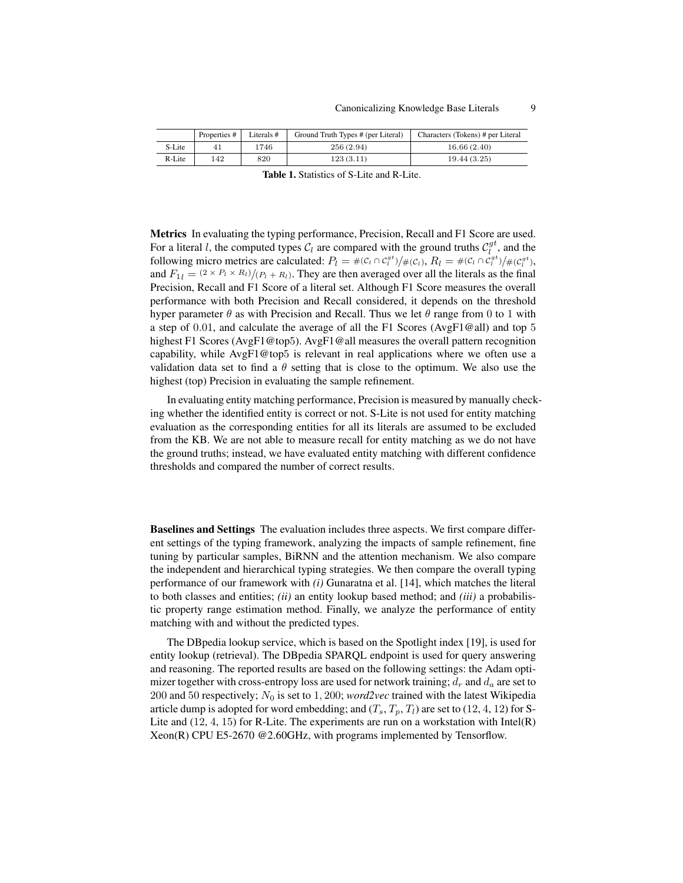|  | Properties # | Literals # | Ground Truth Types # (per Literal) | Characters (Tokens) # per Literal |
|---|---|---|---|---|
| S-Lite | 41 | 1746 | 256 (2.94) | 16.66 (2.40) |
| R-Lite | 142 | 820 | 123 (3.11) | 19.44 (3.25) |

**Table 1.** Statistics of S-Lite and R-Lite.

**Metrics** In evaluating the typing performance, Precision, Recall and F1 Score are used. For a literal $l$, the computed types $\mathcal{C}_l$ are compared with the ground truths $\mathcal{C}_l^{gt}$, and the following micro metrics are calculated: $P_l = \#(\mathcal{C}_l \cap \mathcal{C}_l^{gt}) / \#(\mathcal{C}_l)$, $R_l = \#(\mathcal{C}_l \cap \mathcal{C}_l^{gt}) / \#(\mathcal{C}_l^{gt})$, and $F_{1l} = (2 \times P_l \times R_l) / (P_l + R_l)$. They are then averaged over all the literals as the final Precision, Recall and F1 Score of a literal set. Although F1 Score measures the overall performance with both Precision and Recall considered, it depends on the threshold hyper parameter $\theta$ as with Precision and Recall. Thus we let $\theta$ range from 0 to 1 with a step of 0.01, and calculate the average of all the F1 Scores (AvgF1@all) and top 5 highest F1 Scores (AvgF1@top5). AvgF1@all measures the overall pattern recognition capability, while AvgF1@top5 is relevant in real applications where we often use a validation data set to find a $\theta$ setting that is close to the optimum. We also use the highest (top) Precision in evaluating the sample refinement.

In evaluating entity matching performance, Precision is measured by manually checking whether the identified entity is correct or not. S-Lite is not used for entity matching evaluation as the corresponding entities for all its literals are assumed to be excluded from the KB. We are not able to measure recall for entity matching as we do not have the ground truths; instead, we have evaluated entity matching with different confidence thresholds and compared the number of correct results.

**Baselines and Settings** The evaluation includes three aspects. We first compare different settings of the typing framework, analyzing the impacts of sample refinement, fine tuning by particular samples, BiRNN and the attention mechanism. We also compare the independent and hierarchical typing strategies. We then compare the overall typing performance of our framework with *(i)* Gunaratna et al. [14], which matches the literal to both classes and entities; *(ii)* an entity lookup based method; and *(iii)* a probabilistic property range estimation method. Finally, we analyze the performance of entity matching with and without the predicted types.

The DBpedia lookup service, which is based on the Spotlight index [19], is used for entity lookup (retrieval). The DBpedia SPARQL endpoint is used for query answering and reasoning. The reported results are based on the following settings: the Adam optimizer together with cross-entropy loss are used for network training; $d_r$ and $d_a$ are set to 200 and 50 respectively; $N_0$ is set to $1,200$; *word2vec* trained with the latest Wikipedia article dump is adopted for word embedding; and $(T_s, T_p, T_l)$ are set to (12, 4, 12) for S-Lite and (12, 4, 15) for R-Lite. The experiments are run on a workstation with Intel(R) Xeon(R) CPU E5-2670 @2.60GHz, with programs implemented by Tensorflow.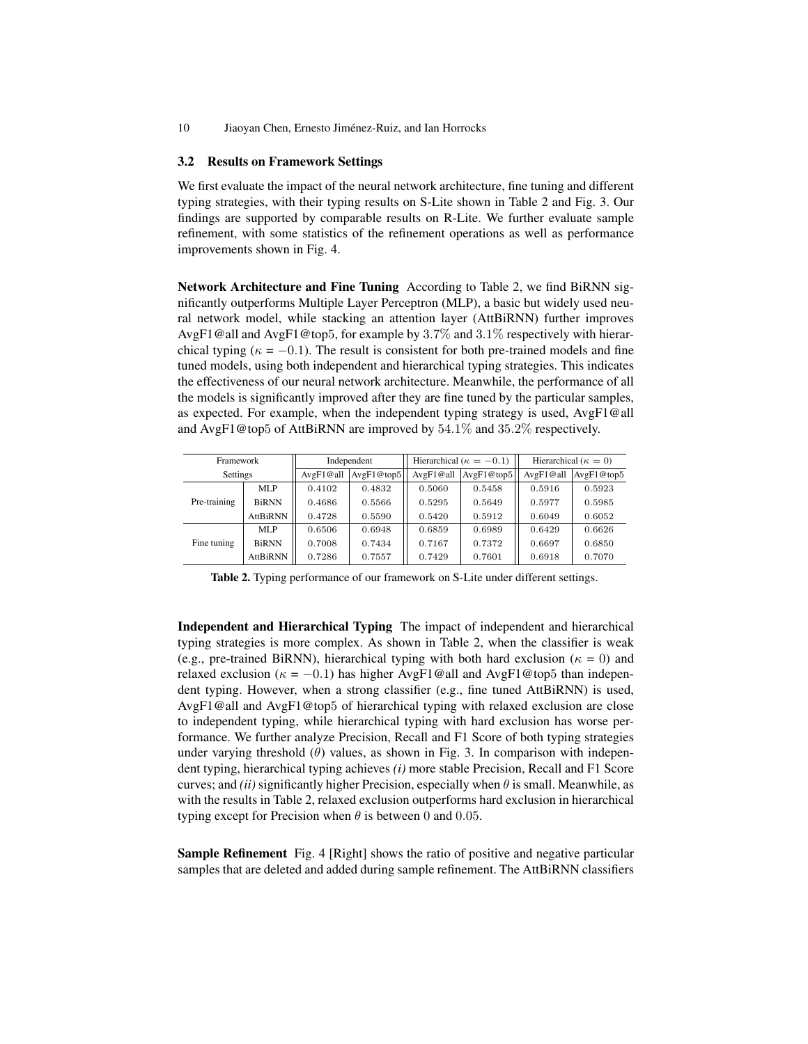### 3.2 Results on Framework Settings

We first evaluate the impact of the neural network architecture, fine tuning and different typing strategies, with their typing results on S-Lite shown in Table 2 and Fig. 3. Our findings are supported by comparable results on R-Lite. We further evaluate sample refinement, with some statistics of the refinement operations as well as performance improvements shown in Fig. 4.

**Network Architecture and Fine Tuning** According to Table 2, we find BiRNN significantly outperforms Multiple Layer Perceptron (MLP), a basic but widely used neural network model, while stacking an attention layer (AttBiRNN) further improves AvgF1@all and AvgF1@top5, for example by $3.7\%$ and $3.1\%$ respectively with hierarchical typing ($\kappa = -0.1$). The result is consistent for both pre-trained models and fine tuned models, using both independent and hierarchical typing strategies. This indicates the effectiveness of our neural network architecture. Meanwhile, the performance of all the models is significantly improved after they are fine tuned by the particular samples, as expected. For example, when the independent typing strategy is used, AvgF1@all and AvgF1@top5 of AttBiRNN are improved by $54.1\%$ and $35.2\%$ respectively.

| Framework Settings | | Independent | | Hierarchical ($\kappa = -0.1$) | | Hierarchical ($\kappa = 0$) | |
|---|---|---|---|---|---|---|---|
| | | AvgF1@all | AvgF1@top5 | AvgF1@all | AvgF1@top5 | AvgF1@all | AvgF1@top5 |
| Pre-training | MLP | 0.4102 | 0.4832 | 0.5060 | 0.5458 | 0.5916 | 0.5923 |
| | BiRNN | 0.4686 | 0.5566 | 0.5295 | 0.5649 | 0.5977 | 0.5985 |
| | AttBiRNN | 0.4728 | 0.5590 | 0.5420 | 0.5912 | 0.6049 | 0.6052 |
| Fine tuning | MLP | 0.6506 | 0.6948 | 0.6859 | 0.6989 | 0.6429 | 0.6626 |
| | BiRNN | 0.7008 | 0.7434 | 0.7167 | 0.7372 | 0.6697 | 0.6850 |
| | AttBiRNN | 0.7286 | 0.7557 | 0.7429 | 0.7601 | 0.6918 | 0.7070 |

**Table 2.** Typing performance of our framework on S-Lite under different settings.

**Independent and Hierarchical Typing** The impact of independent and hierarchical typing strategies is more complex. As shown in Table 2, when the classifier is weak (e.g., pre-trained BiRNN), hierarchical typing with both hard exclusion ($\kappa = 0$) and relaxed exclusion ($\kappa = -0.1$) has higher AvgF1@all and AvgF1@top5 than independent typing. However, when a strong classifier (e.g., fine tuned AttBiRNN) is used, AvgF1@all and AvgF1@top5 of hierarchical typing with relaxed exclusion are close to independent typing, while hierarchical typing with hard exclusion has worse performance. We further analyze Precision, Recall and F1 Score of both typing strategies under varying threshold ($\theta$) values, as shown in Fig. 3. In comparison with independent typing, hierarchical typing achieves *(i)* more stable Precision, Recall and F1 Score curves; and *(ii)* significantly higher Precision, especially when $\theta$ is small. Meanwhile, as with the results in Table 2, relaxed exclusion outperforms hard exclusion in hierarchical typing except for Precision when $\theta$ is between $0$ and $0.05$.

**Sample Refinement** Fig. 4 [Right] shows the ratio of positive and negative particular samples that are deleted and added during sample refinement. The AttBiRNN classifiers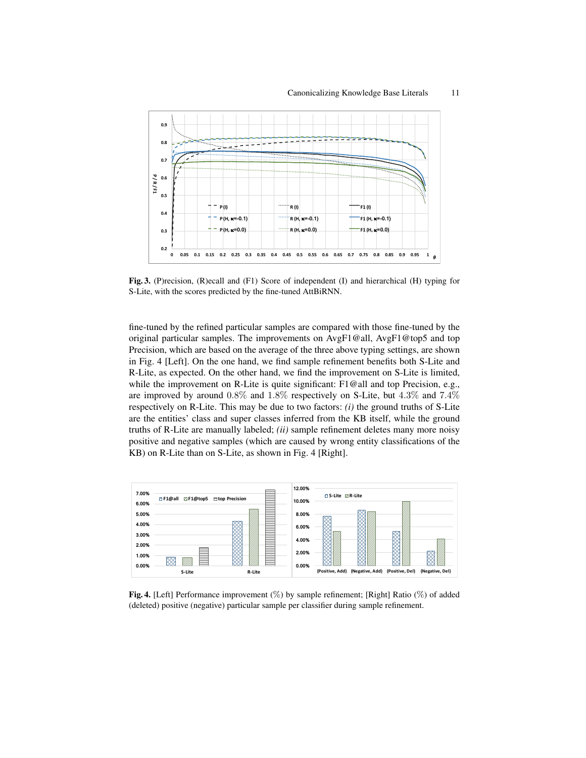**Fig. 3.** (P)recision, (R)ecall and (F1) Score of independent (I) and hierarchical (H) typing for S-Lite, with the scores predicted by the fine-tuned AttBiRNN.

fine-tuned by the refined particular samples are compared with those fine-tuned by the original particular samples. The improvements on AvgF1@all, AvgF1@top5 and top Precision, which are based on the average of the three above typing settings, are shown in Fig. 4 [Left]. On the one hand, we find sample refinement benefits both S-Lite and R-Lite, as expected. On the other hand, we find the improvement on S-Lite is limited, while the improvement on R-Lite is quite significant: F1@all and top Precision, e.g., are improved by around $0.8\%$ and $1.8\%$ respectively on S-Lite, but $4.3\%$ and $7.4\%$ respectively on R-Lite. This may be due to two factors: *(i)* the ground truths of S-Lite are the entities' class and super classes inferred from the KB itself, while the ground truths of R-Lite are manually labeled; *(ii)* sample refinement deletes many more noisy positive and negative samples (which are caused by wrong entity classifications of the KB) on R-Lite than on S-Lite, as shown in Fig. 4 [Right].

**Fig. 4.** [Left] Performance improvement (%) by sample refinement; [Right] Ratio (%) of added (deleted) positive (negative) particular sample per classifier during sample refinement.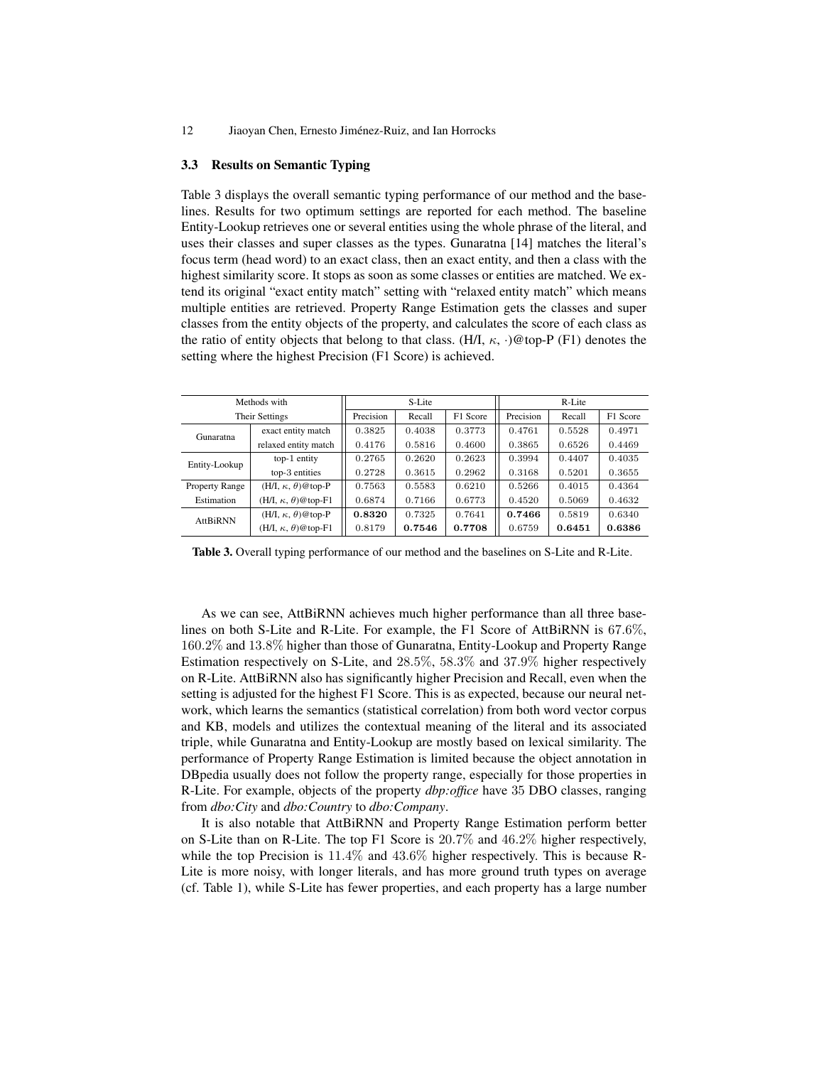### 3.3 Results on Semantic Typing

Table 3 displays the overall semantic typing performance of our method and the baselines. Results for two optimum settings are reported for each method. The baseline Entity-Lookup retrieves one or several entities using the whole phrase of the literal, and uses their classes and super classes as the types. Gunaratna [14] matches the literal's focus term (head word) to an exact class, then an exact entity, and then a class with the highest similarity score. It stops as soon as some classes or entities are matched. We extend its original "exact entity match" setting with "relaxed entity match" which means multiple entities are retrieved. Property Range Estimation gets the classes and super classes from the entity objects of the property, and calculates the score of each class as the ratio of entity objects that belong to that class. (H/I, $\kappa$, $\cdot$)@top-P (F1) denotes the setting where the highest Precision (F1 Score) is achieved.

| Methods with Their Settings | | S-Lite | | | R-Lite | | |
|---|---|---|---|---|---|---|---|
| | | Precision | Recall | F1 Score | Precision | Recall | F1 Score |
| Gunaratna | exact entity match | 0.3825 | 0.4038 | 0.3773 | 0.4761 | 0.5528 | 0.4971 |
| | relaxed entity match | 0.4176 | 0.5816 | 0.4600 | 0.3865 | 0.6526 | 0.4469 |
| Entity-Lookup | top-1 entity | 0.2765 | 0.2620 | 0.2623 | 0.3994 | 0.4407 | 0.4035 |
| | top-3 entities | 0.2728 | 0.3615 | 0.2962 | 0.3168 | 0.5201 | 0.3655 |
| Property Range Estimation | (H/I, $\kappa$, $\theta$)@top-P | 0.7563 | 0.5583 | 0.6210 | 0.5266 | 0.4015 | 0.4364 |
| | (H/I, $\kappa$, $\theta$)@top-F1 | 0.6874 | 0.7166 | 0.6773 | 0.4520 | 0.5069 | 0.4632 |
| AttBiRNN | (H/I, $\kappa$, $\theta$)@top-P | **0.8320** | 0.7325 | 0.7641 | **0.7466** | 0.5819 | 0.6340 |
| | (H/I, $\kappa$, $\theta$)@top-F1 | 0.8179 | **0.7546** | **0.7708** | 0.6759 | **0.6451** | **0.6386** |

**Table 3.** Overall typing performance of our method and the baselines on S-Lite and R-Lite.

As we can see, AttBiRNN achieves much higher performance than all three baselines on both S-Lite and R-Lite. For example, the F1 Score of AttBiRNN is $67.6\%$, $160.2\%$ and $13.8\%$ higher than those of Gunaratna, Entity-Lookup and Property Range Estimation respectively on S-Lite, and $28.5\%$, $58.3\%$ and $37.9\%$ higher respectively on R-Lite. AttBiRNN also has significantly higher Precision and Recall, even when the setting is adjusted for the highest F1 Score. This is as expected, because our neural network, which learns the semantics (statistical correlation) from both word vector corpus and KB, models and utilizes the contextual meaning of the literal and its associated triple, while Gunaratna and Entity-Lookup are mostly based on lexical similarity. The performance of Property Range Estimation is limited because the object annotation in DBpedia usually does not follow the property range, especially for those properties in R-Lite. For example, objects of the property *dbp:office* have 35 DBO classes, ranging from *dbo:City* and *dbo:Country* to *dbo:Company*.

It is also notable that AttBiRNN and Property Range Estimation perform better on S-Lite than on R-Lite. The top F1 Score is $20.7\%$ and $46.2\%$ higher respectively, while the top Precision is $11.4\%$ and $43.6\%$ higher respectively. This is because R-Lite is more noisy, with longer literals, and has more ground truth types on average (cf. Table 1), while S-Lite has fewer properties, and each property has a large number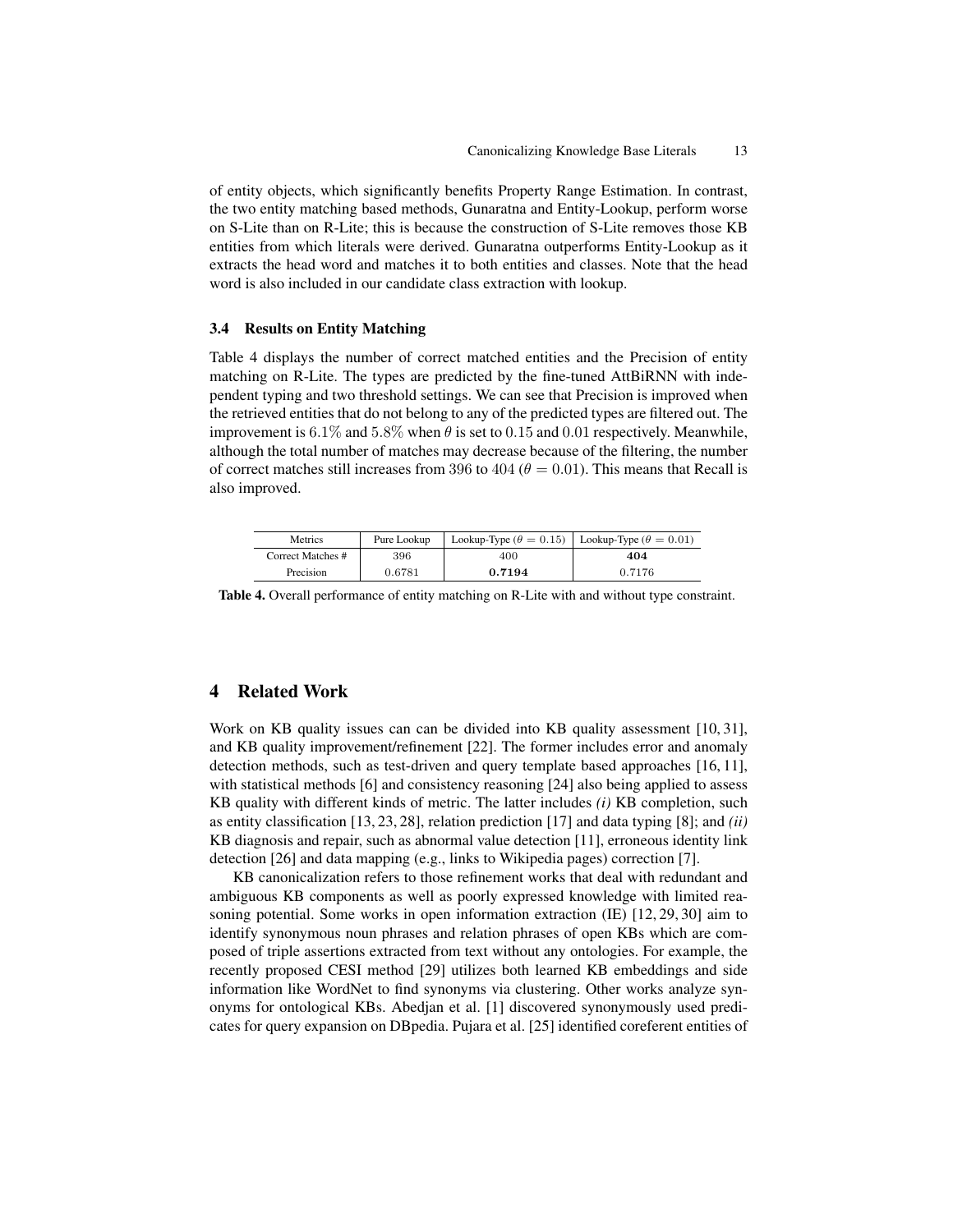of entity objects, which significantly benefits Property Range Estimation. In contrast, the two entity matching based methods, Gunaratna and Entity-Lookup, perform worse on S-Lite than on R-Lite; this is because the construction of S-Lite removes those KB entities from which literals were derived. Gunaratna outperforms Entity-Lookup as it extracts the head word and matches it to both entities and classes. Note that the head word is also included in our candidate class extraction with lookup.

### 3.4 Results on Entity Matching

Table 4 displays the number of correct matched entities and the Precision of entity matching on R-Lite. The types are predicted by the fine-tuned AttBiRNN with independent typing and two threshold settings. We can see that Precision is improved when the retrieved entities that do not belong to any of the predicted types are filtered out. The improvement is $6.1\%$ and $5.8\%$ when $\theta$ is set to $0.15$ and $0.01$ respectively. Meanwhile, although the total number of matches may decrease because of the filtering, the number of correct matches still increases from $396$ to $404$ ($\theta = 0.01$). This means that Recall is also improved.

| Metrics | Pure Lookup | Lookup-Type ($\theta = 0.15$) | Lookup-Type ($\theta = 0.01$) |
|---|---|---|---|
| Correct Matches # | 396 | 400 | **404** |
| Precision | 0.6781 | **0.7194** | 0.7176 |

**Table 4.** Overall performance of entity matching on R-Lite with and without type constraint.

## 4 Related Work

Work on KB quality issues can can be divided into KB quality assessment [10, 31], and KB quality improvement/refinement [22]. The former includes error and anomaly detection methods, such as test-driven and query template based approaches [16, 11], with statistical methods [6] and consistency reasoning [24] also being applied to assess KB quality with different kinds of metric. The latter includes *(i)* KB completion, such as entity classification [13, 23, 28], relation prediction [17] and data typing [8]; and *(ii)* KB diagnosis and repair, such as abnormal value detection [11], erroneous identity link detection [26] and data mapping (e.g., links to Wikipedia pages) correction [7].

KB canonicalization refers to those refinement works that deal with redundant and ambiguous KB components as well as poorly expressed knowledge with limited reasoning potential. Some works in open information extraction (IE) [12, 29, 30] aim to identify synonymous noun phrases and relation phrases of open KBs which are composed of triple assertions extracted from text without any ontologies. For example, the recently proposed CESI method [29] utilizes both learned KB embeddings and side information like WordNet to find synonyms via clustering. Other works analyze synonyms for ontological KBs. Abedjan et al. [1] discovered synonymously used predicates for query expansion on DBpedia. Pujara et al. [25] identified coreferent entities of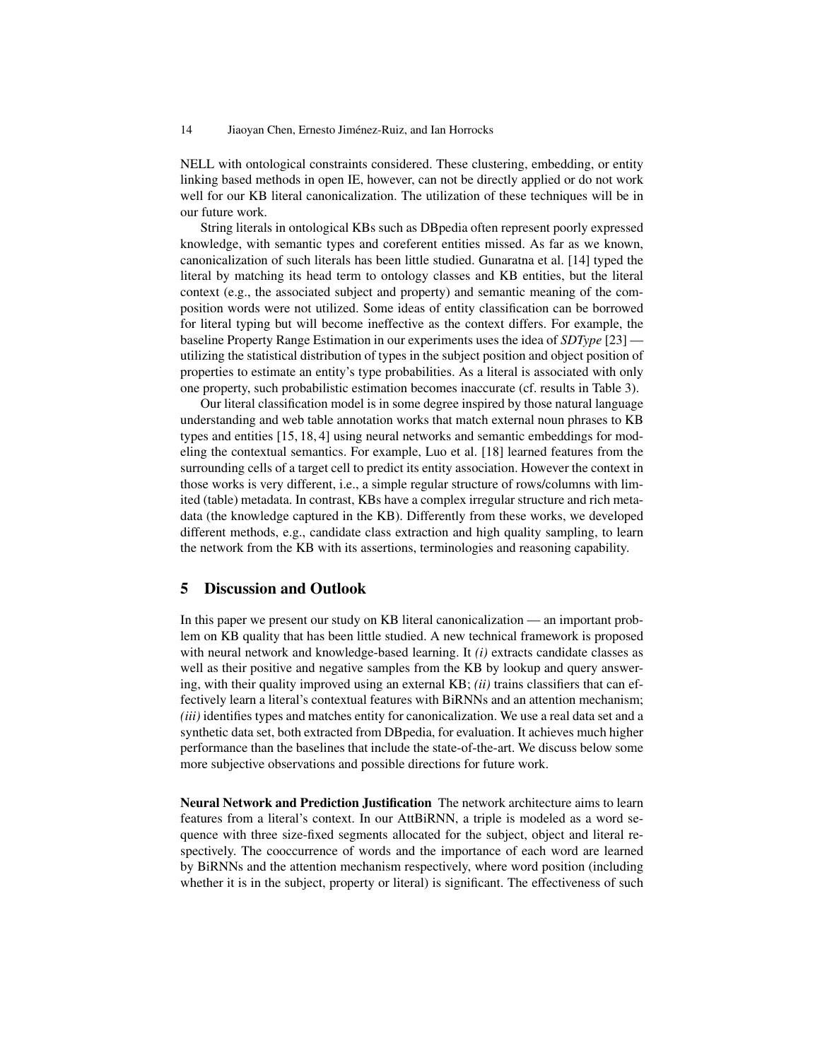NELL with ontological constraints considered. These clustering, embedding, or entity linking based methods in open IE, however, can not be directly applied or do not work well for our KB literal canonicalization. The utilization of these techniques will be in our future work.

String literals in ontological KBs such as DBpedia often represent poorly expressed knowledge, with semantic types and coreferent entities missed. As far as we known, canonicalization of such literals has been little studied. Gunaratna et al. [14] typed the literal by matching its head term to ontology classes and KB entities, but the literal context (e.g., the associated subject and property) and semantic meaning of the composition words were not utilized. Some ideas of entity classification can be borrowed for literal typing but will become ineffective as the context differs. For example, the baseline Property Range Estimation in our experiments uses the idea of *SDType* [23] — utilizing the statistical distribution of types in the subject position and object position of properties to estimate an entity's type probabilities. As a literal is associated with only one property, such probabilistic estimation becomes inaccurate (cf. results in Table 3).

Our literal classification model is in some degree inspired by those natural language understanding and web table annotation works that match external noun phrases to KB types and entities [15, 18, 4] using neural networks and semantic embeddings for modeling the contextual semantics. For example, Luo et al. [18] learned features from the surrounding cells of a target cell to predict its entity association. However the context in those works is very different, i.e., a simple regular structure of rows/columns with limited (table) metadata. In contrast, KBs have a complex irregular structure and rich metadata (the knowledge captured in the KB). Differently from these works, we developed different methods, e.g., candidate class extraction and high quality sampling, to learn the network from the KB with its assertions, terminologies and reasoning capability.

## 5 Discussion and Outlook

In this paper we present our study on KB literal canonicalization — an important problem on KB quality that has been little studied. A new technical framework is proposed with neural network and knowledge-based learning. It *(i)* extracts candidate classes as well as their positive and negative samples from the KB by lookup and query answering, with their quality improved using an external KB; *(ii)* trains classifiers that can effectively learn a literal's contextual features with BiRNNs and an attention mechanism; *(iii)* identifies types and matches entity for canonicalization. We use a real data set and a synthetic data set, both extracted from DBpedia, for evaluation. It achieves much higher performance than the baselines that include the state-of-the-art. We discuss below some more subjective observations and possible directions for future work.

**Neural Network and Prediction Justification** The network architecture aims to learn features from a literal's context. In our AttBiRNN, a triple is modeled as a word sequence with three size-fixed segments allocated for the subject, object and literal respectively. The cooccurrence of words and the importance of each word are learned by BiRNNs and the attention mechanism respectively, where word position (including whether it is in the subject, property or literal) is significant. The effectiveness of such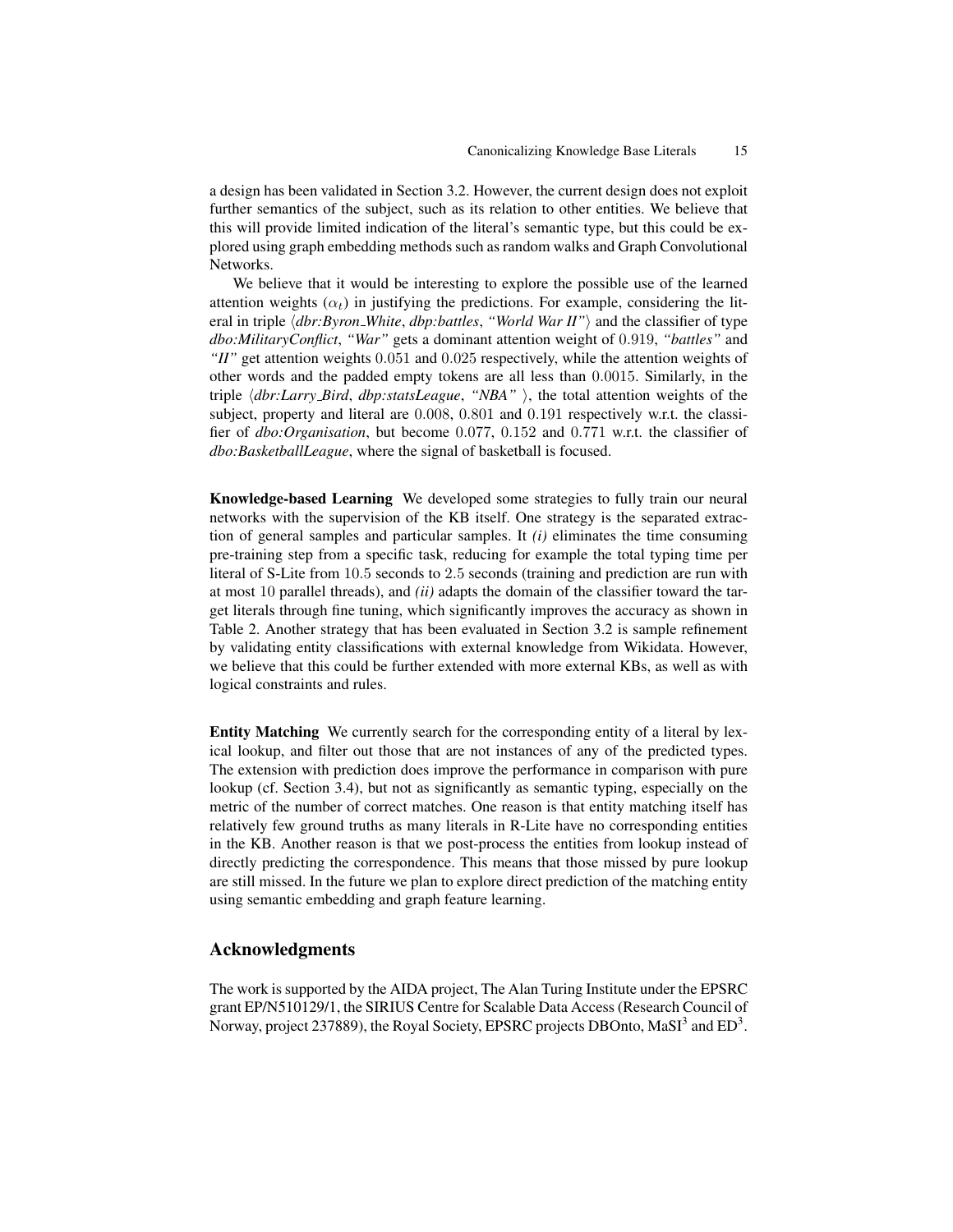a design has been validated in Section 3.2. However, the current design does not exploit further semantics of the subject, such as its relation to other entities. We believe that this will provide limited indication of the literal's semantic type, but this could be explored using graph embedding methods such as random walks and Graph Convolutional Networks.

We believe that it would be interesting to explore the possible use of the learned attention weights ($\alpha_t$) in justifying the predictions. For example, considering the literal in triple ⟨*dbr:Byron_White*, *dbp:battles*, *"World War II"*⟩ and the classifier of type *dbo:MilitaryConflict*, *"War"* gets a dominant attention weight of $0.919$, *"battles"* and *"II"* get attention weights $0.051$ and $0.025$ respectively, while the attention weights of other words and the padded empty tokens are all less than $0.0015$. Similarly, in the triple ⟨*dbr:Larry_Bird*, *dbp:statsLeague*, *"NBA"* ⟩, the total attention weights of the subject, property and literal are $0.008$, $0.801$ and $0.191$ respectively w.r.t. the classifier of *dbo:Organisation*, but become $0.077$, $0.152$ and $0.771$ w.r.t. the classifier of *dbo:BasketballLeague*, where the signal of basketball is focused.

**Knowledge-based Learning** We developed some strategies to fully train our neural networks with the supervision of the KB itself. One strategy is the separated extraction of general samples and particular samples. It *(i)* eliminates the time consuming pre-training step from a specific task, reducing for example the total typing time per literal of S-Lite from $10.5$ seconds to $2.5$ seconds (training and prediction are run with at most $10$ parallel threads), and *(ii)* adapts the domain of the classifier toward the target literals through fine tuning, which significantly improves the accuracy as shown in Table 2. Another strategy that has been evaluated in Section 3.2 is sample refinement by validating entity classifications with external knowledge from Wikidata. However, we believe that this could be further extended with more external KBs, as well as with logical constraints and rules.

**Entity Matching** We currently search for the corresponding entity of a literal by lexical lookup, and filter out those that are not instances of any of the predicted types. The extension with prediction does improve the performance in comparison with pure lookup (cf. Section 3.4), but not as significantly as semantic typing, especially on the metric of the number of correct matches. One reason is that entity matching itself has relatively few ground truths as many literals in R-Lite have no corresponding entities in the KB. Another reason is that we post-process the entities from lookup instead of directly predicting the correspondence. This means that those missed by pure lookup are still missed. In the future we plan to explore direct prediction of the matching entity using semantic embedding and graph feature learning.

## Acknowledgments

The work is supported by the AIDA project, The Alan Turing Institute under the EPSRC grant EP/N510129/1, the SIRIUS Centre for Scalable Data Access (Research Council of Norway, project 237889), the Royal Society, EPSRC projects DBOnto, MaSI$^3$ and ED$^3$.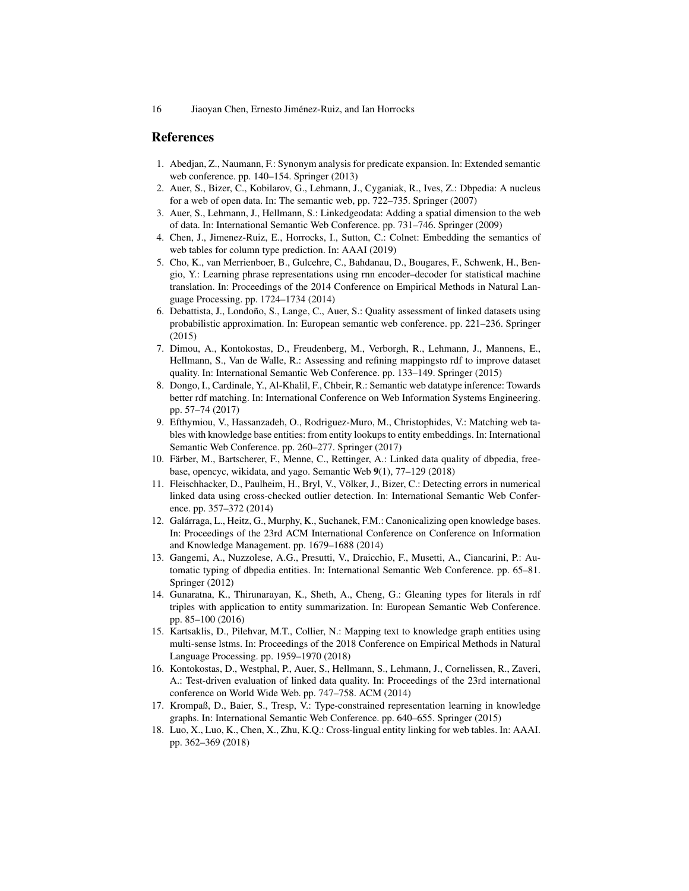## References

1. Abedjan, Z., Naumann, F.: Synonym analysis for predicate expansion. In: Extended semantic web conference. pp. 140–154. Springer (2013)
2. Auer, S., Bizer, C., Kobilarov, G., Lehmann, J., Cyganiak, R., Ives, Z.: Dbpedia: A nucleus for a web of open data. In: The semantic web, pp. 722–735. Springer (2007)
3. Auer, S., Lehmann, J., Hellmann, S.: Linkedgeodata: Adding a spatial dimension to the web of data. In: International Semantic Web Conference. pp. 731–746. Springer (2009)
4. Chen, J., Jimenez-Ruiz, E., Horrocks, I., Sutton, C.: Colnet: Embedding the semantics of web tables for column type prediction. In: AAAI (2019)
5. Cho, K., van Merrienboer, B., Gulcehre, C., Bahdanau, D., Bougares, F., Schwenk, H., Bengio, Y.: Learning phrase representations using rnn encoder–decoder for statistical machine translation. In: Proceedings of the 2014 Conference on Empirical Methods in Natural Language Processing. pp. 1724–1734 (2014)
6. Debattista, J., Londoño, S., Lange, C., Auer, S.: Quality assessment of linked datasets using probabilistic approximation. In: European semantic web conference. pp. 221–236. Springer (2015)
7. Dimou, A., Kontokostas, D., Freudenberg, M., Verborgh, R., Lehmann, J., Mannens, E., Hellmann, S., Van de Walle, R.: Assessing and refining mappingsto rdf to improve dataset quality. In: International Semantic Web Conference. pp. 133–149. Springer (2015)
8. Dongo, I., Cardinale, Y., Al-Khalil, F., Chbeir, R.: Semantic web datatype inference: Towards better rdf matching. In: International Conference on Web Information Systems Engineering. pp. 57–74 (2017)
9. Efthymiou, V., Hassanzadeh, O., Rodriguez-Muro, M., Christophides, V.: Matching web tables with knowledge base entities: from entity lookups to entity embeddings. In: International Semantic Web Conference. pp. 260–277. Springer (2017)
10. Färber, M., Bartscherer, F., Menne, C., Rettinger, A.: Linked data quality of dbpedia, freebase, opencyc, wikidata, and yago. Semantic Web **9**(1), 77–129 (2018)
11. Fleischhacker, D., Paulheim, H., Bryl, V., Völker, J., Bizer, C.: Detecting errors in numerical linked data using cross-checked outlier detection. In: International Semantic Web Conference. pp. 357–372 (2014)
12. Galárraga, L., Heitz, G., Murphy, K., Suchanek, F.M.: Canonicalizing open knowledge bases. In: Proceedings of the 23rd ACM International Conference on Conference on Information and Knowledge Management. pp. 1679–1688 (2014)
13. Gangemi, A., Nuzzolese, A.G., Presutti, V., Draicchio, F., Musetti, A., Ciancarini, P.: Automatic typing of dbpedia entities. In: International Semantic Web Conference. pp. 65–81. Springer (2012)
14. Gunaratna, K., Thirunarayan, K., Sheth, A., Cheng, G.: Gleaning types for literals in rdf triples with application to entity summarization. In: European Semantic Web Conference. pp. 85–100 (2016)
15. Kartsaklis, D., Pilehvar, M.T., Collier, N.: Mapping text to knowledge graph entities using multi-sense lstms. In: Proceedings of the 2018 Conference on Empirical Methods in Natural Language Processing. pp. 1959–1970 (2018)
16. Kontokostas, D., Westphal, P., Auer, S., Hellmann, S., Lehmann, J., Cornelissen, R., Zaveri, A.: Test-driven evaluation of linked data quality. In: Proceedings of the 23rd international conference on World Wide Web. pp. 747–758. ACM (2014)
17. Krompaß, D., Baier, S., Tresp, V.: Type-constrained representation learning in knowledge graphs. In: International Semantic Web Conference. pp. 640–655. Springer (2015)
18. Luo, X., Luo, K., Chen, X., Zhu, K.Q.: Cross-lingual entity linking for web tables. In: AAAI. pp. 362–369 (2018)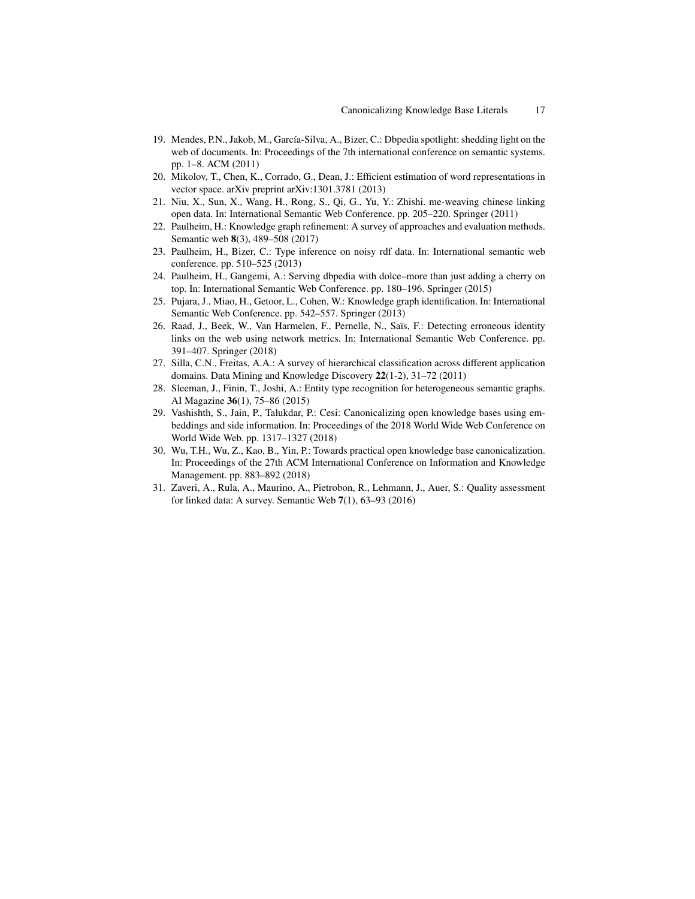19. Mendes, P.N., Jakob, M., García-Silva, A., Bizer, C.: Dbpedia spotlight: shedding light on the web of documents. In: Proceedings of the 7th international conference on semantic systems. pp. 1–8. ACM (2011)
20. Mikolov, T., Chen, K., Corrado, G., Dean, J.: Efficient estimation of word representations in vector space. arXiv preprint arXiv:1301.3781 (2013)
21. Niu, X., Sun, X., Wang, H., Rong, S., Qi, G., Yu, Y.: Zhishi. me-weaving chinese linking open data. In: International Semantic Web Conference. pp. 205–220. Springer (2011)
22. Paulheim, H.: Knowledge graph refinement: A survey of approaches and evaluation methods. Semantic web **8**(3), 489–508 (2017)
23. Paulheim, H., Bizer, C.: Type inference on noisy rdf data. In: International semantic web conference. pp. 510–525 (2013)
24. Paulheim, H., Gangemi, A.: Serving dbpedia with dolce–more than just adding a cherry on top. In: International Semantic Web Conference. pp. 180–196. Springer (2015)
25. Pujara, J., Miao, H., Getoor, L., Cohen, W.: Knowledge graph identification. In: International Semantic Web Conference. pp. 542–557. Springer (2013)
26. Raad, J., Beek, W., Van Harmelen, F., Pernelle, N., Saïs, F.: Detecting erroneous identity links on the web using network metrics. In: International Semantic Web Conference. pp. 391–407. Springer (2018)
27. Silla, C.N., Freitas, A.A.: A survey of hierarchical classification across different application domains. Data Mining and Knowledge Discovery **22**(1-2), 31–72 (2011)
28. Sleeman, J., Finin, T., Joshi, A.: Entity type recognition for heterogeneous semantic graphs. AI Magazine **36**(1), 75–86 (2015)
29. Vashishth, S., Jain, P., Talukdar, P.: Cesi: Canonicalizing open knowledge bases using embeddings and side information. In: Proceedings of the 2018 World Wide Web Conference on World Wide Web. pp. 1317–1327 (2018)
30. Wu, T.H., Wu, Z., Kao, B., Yin, P.: Towards practical open knowledge base canonicalization. In: Proceedings of the 27th ACM International Conference on Information and Knowledge Management. pp. 883–892 (2018)
31. Zaveri, A., Rula, A., Maurino, A., Pietrobon, R., Lehmann, J., Auer, S.: Quality assessment for linked data: A survey. Semantic Web **7**(1), 63–93 (2016)